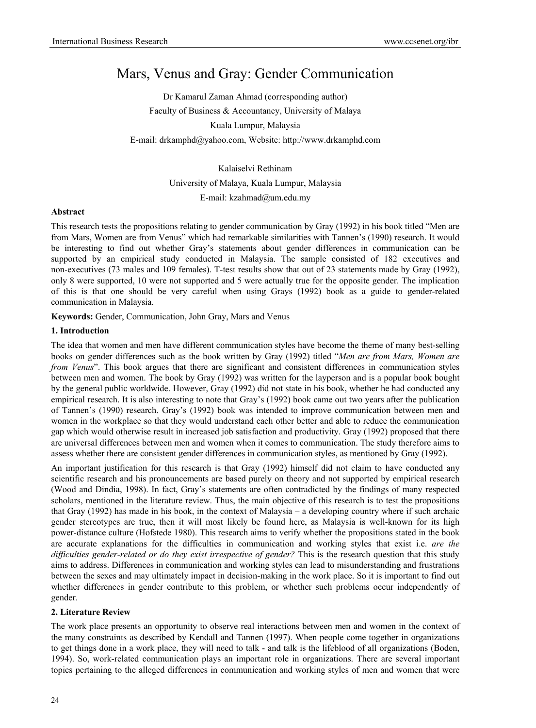# Mars, Venus and Gray: Gender Communication

Dr Kamarul Zaman Ahmad (corresponding author)

Faculty of Business & Accountancy, University of Malaya

Kuala Lumpur, Malaysia

E-mail: drkamphd@yahoo.com, Website: http://www.drkamphd.com

Kalaiselvi Rethinam

University of Malaya, Kuala Lumpur, Malaysia

E-mail: kzahmad@um.edu.my

**Abstract**

This research tests the propositions relating to gender communication by Gray (1992) in his book titled "Men are from Mars, Women are from Venus" which had remarkable similarities with Tannen's (1990) research. It would be interesting to find out whether Gray's statements about gender differences in communication can be supported by an empirical study conducted in Malaysia. The sample consisted of 182 executives and non-executives (73 males and 109 females). T-test results show that out of 23 statements made by Gray (1992), only 8 were supported, 10 were not supported and 5 were actually true for the opposite gender. The implication of this is that one should be very careful when using Grays (1992) book as a guide to gender-related communication in Malaysia.

**Keywords:** Gender, Communication, John Gray, Mars and Venus

## 1. Introduction

The idea that women and men have different communication styles have become the theme of many best-selling books on gender differences such as the book written by Gray (1992) titled "*Men are from Mars, Women are from Venus*". This book argues that there are significant and consistent differences in communication styles between men and women. The book by Gray (1992) was written for the layperson and is a popular book bought by the general public worldwide. However, Gray (1992) did not state in his book, whether he had conducted any empirical research. It is also interesting to note that Gray's (1992) book came out two years after the publication of Tannen's (1990) research. Gray's (1992) book was intended to improve communication between men and women in the workplace so that they would understand each other better and able to reduce the communication gap which would otherwise result in increased job satisfaction and productivity. Gray (1992) proposed that there are universal differences between men and women when it comes to communication. The study therefore aims to assess whether there are consistent gender differences in communication styles, as mentioned by Gray (1992).

An important justification for this research is that Gray (1992) himself did not claim to have conducted any scientific research and his pronouncements are based purely on theory and not supported by empirical research (Wood and Dindia, 1998). In fact, Gray's statements are often contradicted by the findings of many respected scholars, mentioned in the literature review. Thus, the main objective of this research is to test the propositions that Gray (1992) has made in his book, in the context of Malaysia – a developing country where if such archaic gender stereotypes are true, then it will most likely be found here, as Malaysia is well-known for its high power-distance culture (Hofstede 1980). This research aims to verify whether the propositions stated in the book are accurate explanations for the difficulties in communication and working styles that exist i.e. *are the difficulties gender-related or do they exist irrespective of gender?* This is the research question that this study aims to address. Differences in communication and working styles can lead to misunderstanding and frustrations between the sexes and may ultimately impact in decision-making in the work place. So it is important to find out whether differences in gender contribute to this problem, or whether such problems occur independently of gender.

## 2. Literature Review

The work place presents an opportunity to observe real interactions between men and women in the context of the many constraints as described by Kendall and Tannen (1997). When people come together in organizations to get things done in a work place, they will need to talk - and talk is the lifeblood of all organizations (Boden, 1994). So, work-related communication plays an important role in organizations. There are several important topics pertaining to the alleged differences in communication and working styles of men and women that were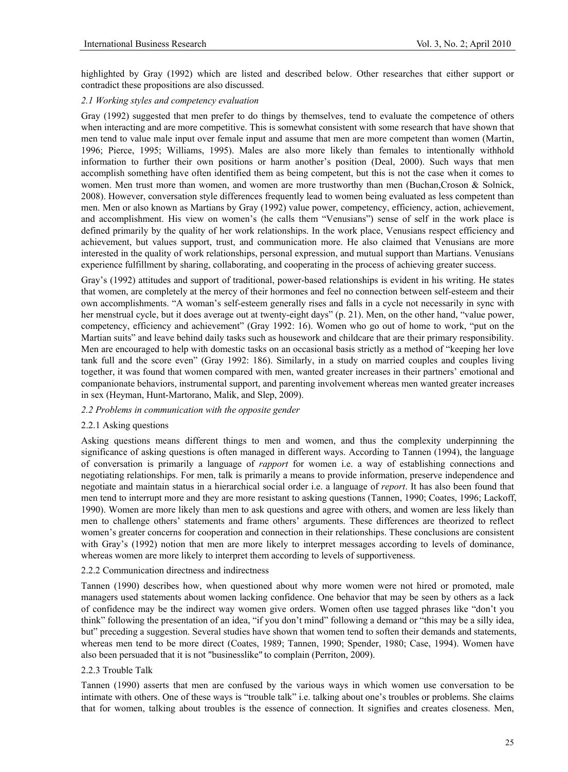highlighted by Gray (1992) which are listed and described below. Other researches that either support or contradict these propositions are also discussed.

### *2.1 Working styles and competency evaluation*

Gray (1992) suggested that men prefer to do things by themselves, tend to evaluate the competence of others when interacting and are more competitive. This is somewhat consistent with some research that have shown that men tend to value male input over female input and assume that men are more competent than women (Martin, 1996; Pierce, 1995; Williams, 1995). Males are also more likely than females to intentionally withhold information to further their own positions or harm another's position (Deal, 2000). Such ways that men accomplish something have often identified them as being competent, but this is not the case when it comes to women. Men trust more than women, and women are more trustworthy than men (Buchan,Croson & Solnick, 2008). However, conversation style differences frequently lead to women being evaluated as less competent than men. Men or also known as Martians by Gray (1992) value power, competency, efficiency, action, achievement, and accomplishment. His view on women's (he calls them "Venusians") sense of self in the work place is defined primarily by the quality of her work relationships. In the work place, Venusians respect efficiency and achievement, but values support, trust, and communication more. He also claimed that Venusians are more interested in the quality of work relationships, personal expression, and mutual support than Martians. Venusians experience fulfillment by sharing, collaborating, and cooperating in the process of achieving greater success.

Gray's (1992) attitudes and support of traditional, power-based relationships is evident in his writing. He states that women, are completely at the mercy of their hormones and feel no connection between self-esteem and their own accomplishments. "A woman's self-esteem generally rises and falls in a cycle not necessarily in sync with her menstrual cycle, but it does average out at twenty-eight days" (p. 21). Men, on the other hand, "value power, competency, efficiency and achievement" (Gray 1992: 16). Women who go out of home to work, "put on the Martian suits" and leave behind daily tasks such as housework and childcare that are their primary responsibility. Men are encouraged to help with domestic tasks on an occasional basis strictly as a method of "keeping her love tank full and the score even" (Gray 1992: 186). Similarly, in a study on married couples and couples living together, it was found that women compared with men, wanted greater increases in their partners' emotional and companionate behaviors, instrumental support, and parenting involvement whereas men wanted greater increases in sex (Heyman, Hunt-Martorano, Malik, and Slep, 2009).

### *2.2 Problems in communication with the opposite gender*

#### 2.2.1 Asking questions

Asking questions means different things to men and women, and thus the complexity underpinning the significance of asking questions is often managed in different ways. According to Tannen (1994), the language of conversation is primarily a language of *rapport* for women i.e. a way of establishing connections and negotiating relationships. For men, talk is primarily a means to provide information, preserve independence and negotiate and maintain status in a hierarchical social order i.e. a language of *report*. It has also been found that men tend to interrupt more and they are more resistant to asking questions (Tannen, 1990; Coates, 1996; Lackoff, 1990). Women are more likely than men to ask questions and agree with others, and women are less likely than men to challenge others' statements and frame others' arguments. These differences are theorized to reflect women's greater concerns for cooperation and connection in their relationships. These conclusions are consistent with Gray's (1992) notion that men are more likely to interpret messages according to levels of dominance, whereas women are more likely to interpret them according to levels of supportiveness.

#### 2.2.2 Communication directness and indirectness

Tannen (1990) describes how, when questioned about why more women were not hired or promoted, male managers used statements about women lacking confidence. One behavior that may be seen by others as a lack of confidence may be the indirect way women give orders. Women often use tagged phrases like "don't you think" following the presentation of an idea, "if you don't mind" following a demand or "this may be a silly idea, but" preceding a suggestion. Several studies have shown that women tend to soften their demands and statements, whereas men tend to be more direct (Coates, 1989; Tannen, 1990; Spender, 1980; Case, 1994). Women have also been persuaded that it is not "businesslike" to complain (Perriton, 2009).

#### 2.2.3 Trouble Talk

Tannen (1990) asserts that men are confused by the various ways in which women use conversation to be intimate with others. One of these ways is "trouble talk" i.e. talking about one's troubles or problems. She claims that for women, talking about troubles is the essence of connection. It signifies and creates closeness. Men,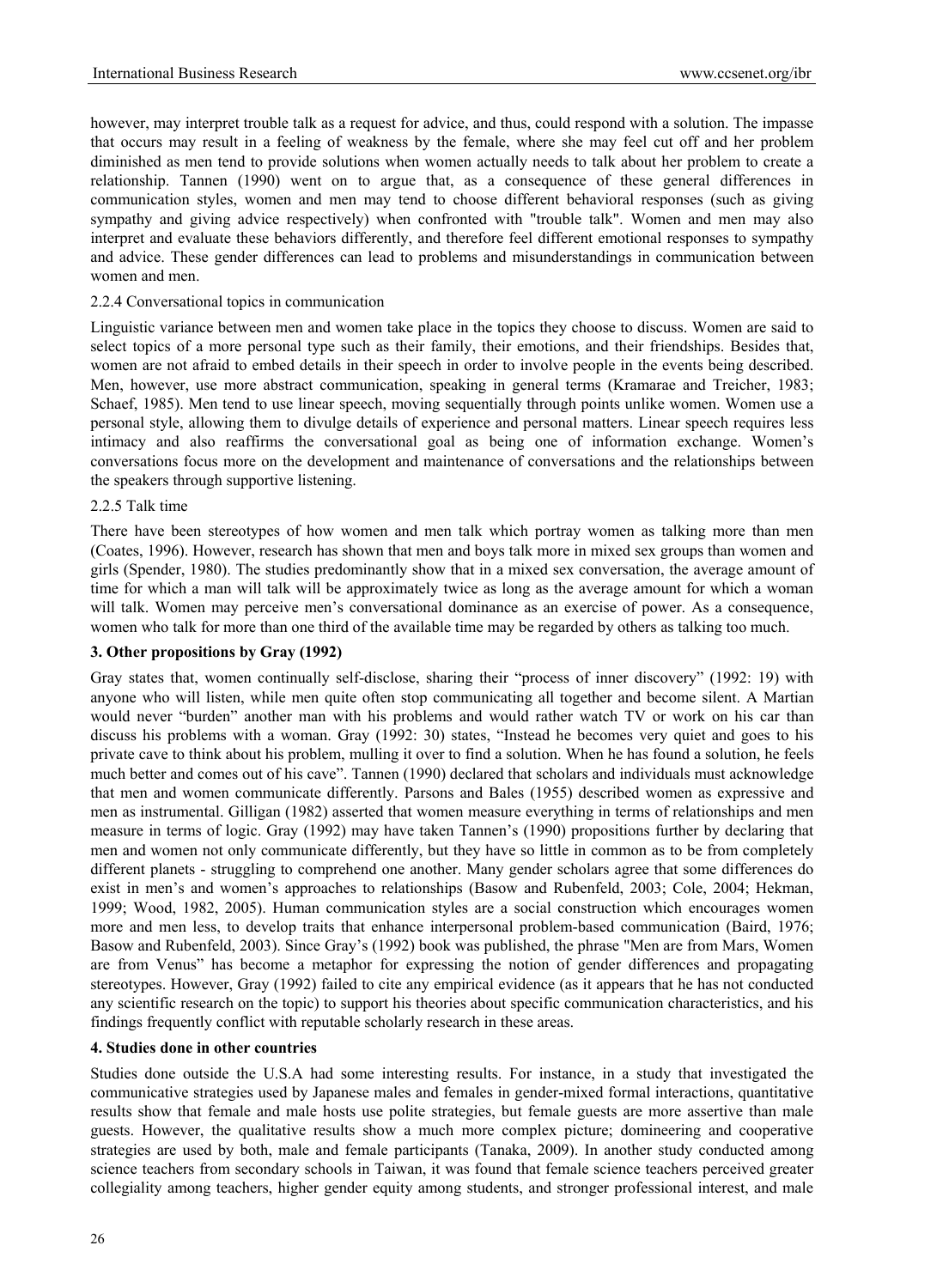however, may interpret trouble talk as a request for advice, and thus, could respond with a solution. The impasse that occurs may result in a feeling of weakness by the female, where she may feel cut off and her problem diminished as men tend to provide solutions when women actually needs to talk about her problem to create a relationship. Tannen (1990) went on to argue that, as a consequence of these general differences in communication styles, women and men may tend to choose different behavioral responses (such as giving sympathy and giving advice respectively) when confronted with "trouble talk". Women and men may also interpret and evaluate these behaviors differently, and therefore feel different emotional responses to sympathy and advice. These gender differences can lead to problems and misunderstandings in communication between women and men.

2.2.4 Conversational topics in communication

Linguistic variance between men and women take place in the topics they choose to discuss. Women are said to select topics of a more personal type such as their family, their emotions, and their friendships. Besides that, women are not afraid to embed details in their speech in order to involve people in the events being described. Men, however, use more abstract communication, speaking in general terms (Kramarae and Treicher, 1983; Schaef, 1985). Men tend to use linear speech, moving sequentially through points unlike women. Women use a personal style, allowing them to divulge details of experience and personal matters. Linear speech requires less intimacy and also reaffirms the conversational goal as being one of information exchange. Women's conversations focus more on the development and maintenance of conversations and the relationships between the speakers through supportive listening.

2.2.5 Talk time

There have been stereotypes of how women and men talk which portray women as talking more than men (Coates, 1996). However, research has shown that men and boys talk more in mixed sex groups than women and girls (Spender, 1980). The studies predominantly show that in a mixed sex conversation, the average amount of time for which a man will talk will be approximately twice as long as the average amount for which a woman will talk. Women may perceive men's conversational dominance as an exercise of power. As a consequence, women who talk for more than one third of the available time may be regarded by others as talking too much.

**3. Other propositions by Gray (1992)**

Gray states that, women continually self-disclose, sharing their "process of inner discovery" (1992: 19) with anyone who will listen, while men quite often stop communicating all together and become silent. A Martian would never "burden" another man with his problems and would rather watch TV or work on his car than discuss his problems with a woman. Gray (1992: 30) states, "Instead he becomes very quiet and goes to his private cave to think about his problem, mulling it over to find a solution. When he has found a solution, he feels much better and comes out of his cave". Tannen (1990) declared that scholars and individuals must acknowledge that men and women communicate differently. Parsons and Bales (1955) described women as expressive and men as instrumental. Gilligan (1982) asserted that women measure everything in terms of relationships and men measure in terms of logic. Gray (1992) may have taken Tannen's (1990) propositions further by declaring that men and women not only communicate differently, but they have so little in common as to be from completely different planets - struggling to comprehend one another. Many gender scholars agree that some differences do exist in men's and women's approaches to relationships (Basow and Rubenfeld, 2003; Cole, 2004; Hekman, 1999; Wood, 1982, 2005). Human communication styles are a social construction which encourages women more and men less, to develop traits that enhance interpersonal problem-based communication (Baird, 1976; Basow and Rubenfeld, 2003). Since Gray's (1992) book was published, the phrase "Men are from Mars, Women are from Venus" has become a metaphor for expressing the notion of gender differences and propagating stereotypes. However, Gray (1992) failed to cite any empirical evidence (as it appears that he has not conducted any scientific research on the topic) to support his theories about specific communication characteristics, and his findings frequently conflict with reputable scholarly research in these areas.

**4. Studies done in other countries**

Studies done outside the U.S.A had some interesting results. For instance, in a study that investigated the communicative strategies used by Japanese males and females in gender-mixed formal interactions, quantitative results show that female and male hosts use polite strategies, but female guests are more assertive than male guests. However, the qualitative results show a much more complex picture; domineering and cooperative strategies are used by both, male and female participants (Tanaka, 2009). In another study conducted among science teachers from secondary schools in Taiwan, it was found that female science teachers perceived greater collegiality among teachers, higher gender equity among students, and stronger professional interest, and male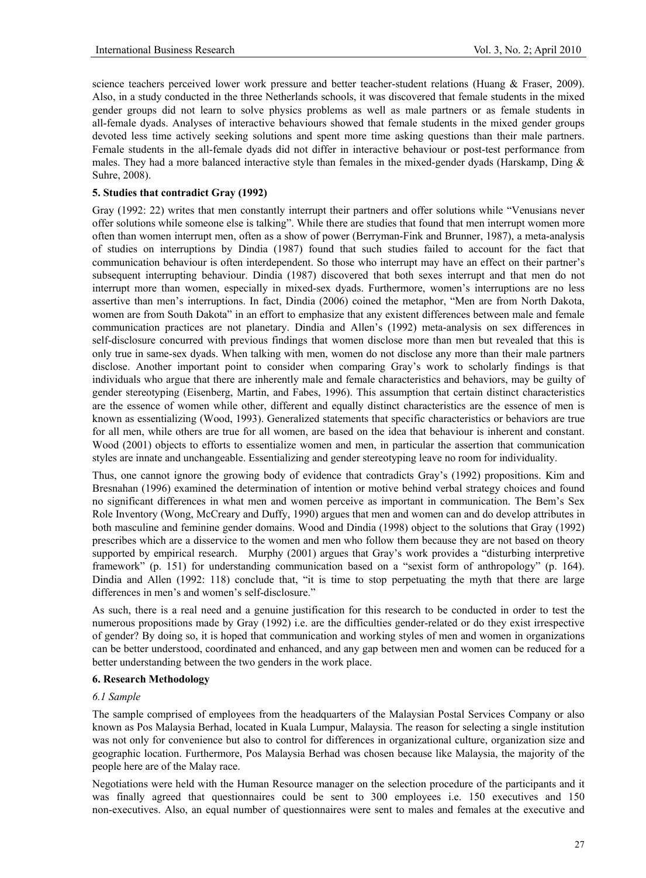science teachers perceived lower work pressure and better teacher-student relations (Huang & Fraser, 2009). Also, in a study conducted in the three Netherlands schools, it was discovered that female students in the mixed gender groups did not learn to solve physics problems as well as male partners or as female students in all-female dyads. Analyses of interactive behaviours showed that female students in the mixed gender groups devoted less time actively seeking solutions and spent more time asking questions than their male partners. Female students in the all-female dyads did not differ in interactive behaviour or post-test performance from males. They had a more balanced interactive style than females in the mixed-gender dyads (Harskamp, Ding & Suhre, 2008).

### 5. Studies that contradict Gray (1992)

Gray (1992: 22) writes that men constantly interrupt their partners and offer solutions while "Venusians never offer solutions while someone else is talking". While there are studies that found that men interrupt women more often than women interrupt men, often as a show of power (Berryman-Fink and Brunner, 1987), a meta-analysis of studies on interruptions by Dindia (1987) found that such studies failed to account for the fact that communication behaviour is often interdependent. So those who interrupt may have an effect on their partner's subsequent interrupting behaviour. Dindia (1987) discovered that both sexes interrupt and that men do not interrupt more than women, especially in mixed-sex dyads. Furthermore, women's interruptions are no less assertive than men's interruptions. In fact, Dindia (2006) coined the metaphor, "Men are from North Dakota, women are from South Dakota" in an effort to emphasize that any existent differences between male and female communication practices are not planetary. Dindia and Allen's (1992) meta-analysis on sex differences in self-disclosure concurred with previous findings that women disclose more than men but revealed that this is only true in same-sex dyads. When talking with men, women do not disclose any more than their male partners disclose. Another important point to consider when comparing Gray's work to scholarly findings is that individuals who argue that there are inherently male and female characteristics and behaviors, may be guilty of gender stereotyping (Eisenberg, Martin, and Fabes, 1996). This assumption that certain distinct characteristics are the essence of women while other, different and equally distinct characteristics are the essence of men is known as essentializing (Wood, 1993). Generalized statements that specific characteristics or behaviors are true for all men, while others are true for all women, are based on the idea that behaviour is inherent and constant. Wood (2001) objects to efforts to essentialize women and men, in particular the assertion that communication styles are innate and unchangeable. Essentializing and gender stereotyping leave no room for individuality.

Thus, one cannot ignore the growing body of evidence that contradicts Gray's (1992) propositions. Kim and Bresnahan (1996) examined the determination of intention or motive behind verbal strategy choices and found no significant differences in what men and women perceive as important in communication. The Bem's Sex Role Inventory (Wong, McCreary and Duffy, 1990) argues that men and women can and do develop attributes in both masculine and feminine gender domains. Wood and Dindia (1998) object to the solutions that Gray (1992) prescribes which are a disservice to the women and men who follow them because they are not based on theory supported by empirical research. Murphy (2001) argues that Gray's work provides a "disturbing interpretive framework" (p. 151) for understanding communication based on a "sexist form of anthropology" (p. 164). Dindia and Allen (1992: 118) conclude that, "it is time to stop perpetuating the myth that there are large differences in men's and women's self-disclosure."

As such, there is a real need and a genuine justification for this research to be conducted in order to test the numerous propositions made by Gray (1992) i.e. are the difficulties gender-related or do they exist irrespective of gender? By doing so, it is hoped that communication and working styles of men and women in organizations can be better understood, coordinated and enhanced, and any gap between men and women can be reduced for a better understanding between the two genders in the work place.

### 6. Research Methodology

#### *6.1 Sample*

The sample comprised of employees from the headquarters of the Malaysian Postal Services Company or also known as Pos Malaysia Berhad, located in Kuala Lumpur, Malaysia. The reason for selecting a single institution was not only for convenience but also to control for differences in organizational culture, organization size and geographic location. Furthermore, Pos Malaysia Berhad was chosen because like Malaysia, the majority of the people here are of the Malay race.

Negotiations were held with the Human Resource manager on the selection procedure of the participants and it was finally agreed that questionnaires could be sent to 300 employees i.e. 150 executives and 150 non-executives. Also, an equal number of questionnaires were sent to males and females at the executive and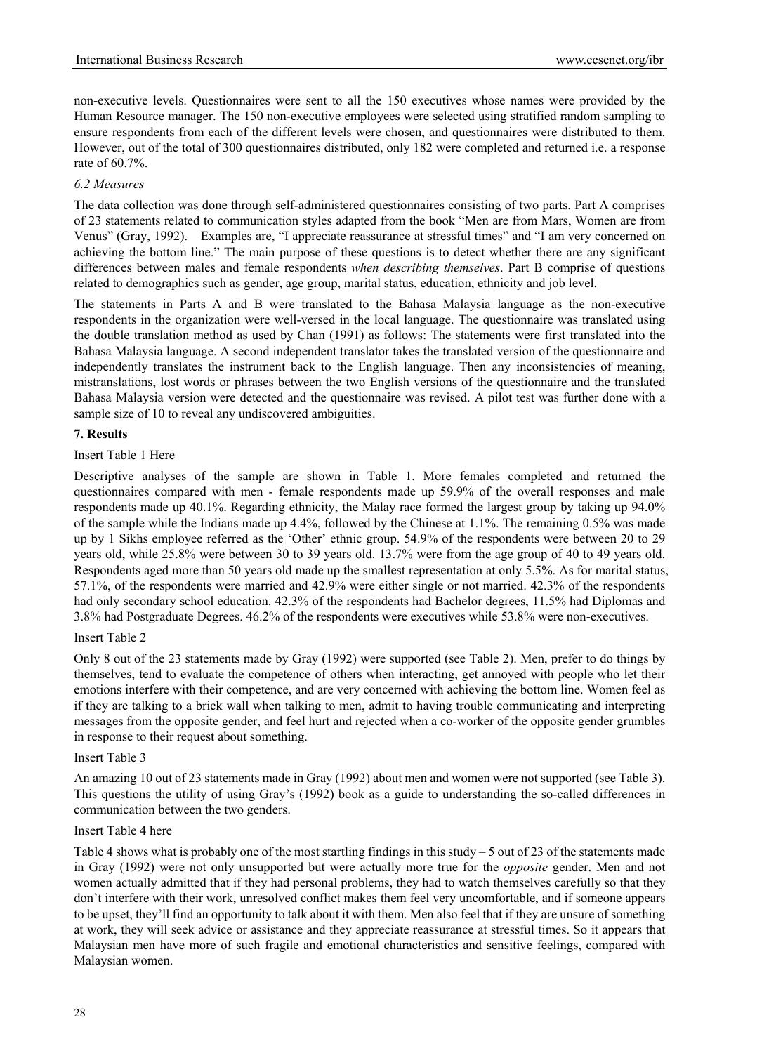non-executive levels. Questionnaires were sent to all the 150 executives whose names were provided by the Human Resource manager. The 150 non-executive employees were selected using stratified random sampling to ensure respondents from each of the different levels were chosen, and questionnaires were distributed to them. However, out of the total of 300 questionnaires distributed, only 182 were completed and returned i.e. a response rate of 60.7%.

### *6.2 Measures*

The data collection was done through self-administered questionnaires consisting of two parts. Part A comprises of 23 statements related to communication styles adapted from the book "Men are from Mars, Women are from Venus" (Gray, 1992). Examples are, "I appreciate reassurance at stressful times" and "I am very concerned on achieving the bottom line." The main purpose of these questions is to detect whether there are any significant differences between males and female respondents *when describing themselves*. Part B comprise of questions related to demographics such as gender, age group, marital status, education, ethnicity and job level.

The statements in Parts A and B were translated to the Bahasa Malaysia language as the non-executive respondents in the organization were well-versed in the local language. The questionnaire was translated using the double translation method as used by Chan (1991) as follows: The statements were first translated into the Bahasa Malaysia language. A second independent translator takes the translated version of the questionnaire and independently translates the instrument back to the English language. Then any inconsistencies of meaning, mistranslations, lost words or phrases between the two English versions of the questionnaire and the translated Bahasa Malaysia version were detected and the questionnaire was revised. A pilot test was further done with a sample size of 10 to reveal any undiscovered ambiguities.

## 7. Results

Insert Table 1 Here

Descriptive analyses of the sample are shown in Table 1. More females completed and returned the questionnaires compared with men - female respondents made up 59.9% of the overall responses and male respondents made up 40.1%. Regarding ethnicity, the Malay race formed the largest group by taking up 94.0% of the sample while the Indians made up 4.4%, followed by the Chinese at 1.1%. The remaining 0.5% was made up by 1 Sikhs employee referred as the 'Other' ethnic group. 54.9% of the respondents were between 20 to 29 years old, while 25.8% were between 30 to 39 years old. 13.7% were from the age group of 40 to 49 years old. Respondents aged more than 50 years old made up the smallest representation at only 5.5%. As for marital status, 57.1%, of the respondents were married and 42.9% were either single or not married. 42.3% of the respondents had only secondary school education. 42.3% of the respondents had Bachelor degrees, 11.5% had Diplomas and 3.8% had Postgraduate Degrees. 46.2% of the respondents were executives while 53.8% were non-executives.

Insert Table 2

Only 8 out of the 23 statements made by Gray (1992) were supported (see Table 2). Men, prefer to do things by themselves, tend to evaluate the competence of others when interacting, get annoyed with people who let their emotions interfere with their competence, and are very concerned with achieving the bottom line. Women feel as if they are talking to a brick wall when talking to men, admit to having trouble communicating and interpreting messages from the opposite gender, and feel hurt and rejected when a co-worker of the opposite gender grumbles in response to their request about something.

Insert Table 3

An amazing 10 out of 23 statements made in Gray (1992) about men and women were not supported (see Table 3). This questions the utility of using Gray's (1992) book as a guide to understanding the so-called differences in communication between the two genders.

Insert Table 4 here

Table 4 shows what is probably one of the most startling findings in this study – 5 out of 23 of the statements made in Gray (1992) were not only unsupported but were actually more true for the *opposite* gender. Men and not women actually admitted that if they had personal problems, they had to watch themselves carefully so that they don't interfere with their work, unresolved conflict makes them feel very uncomfortable, and if someone appears to be upset, they'll find an opportunity to talk about it with them. Men also feel that if they are unsure of something at work, they will seek advice or assistance and they appreciate reassurance at stressful times. So it appears that Malaysian men have more of such fragile and emotional characteristics and sensitive feelings, compared with Malaysian women.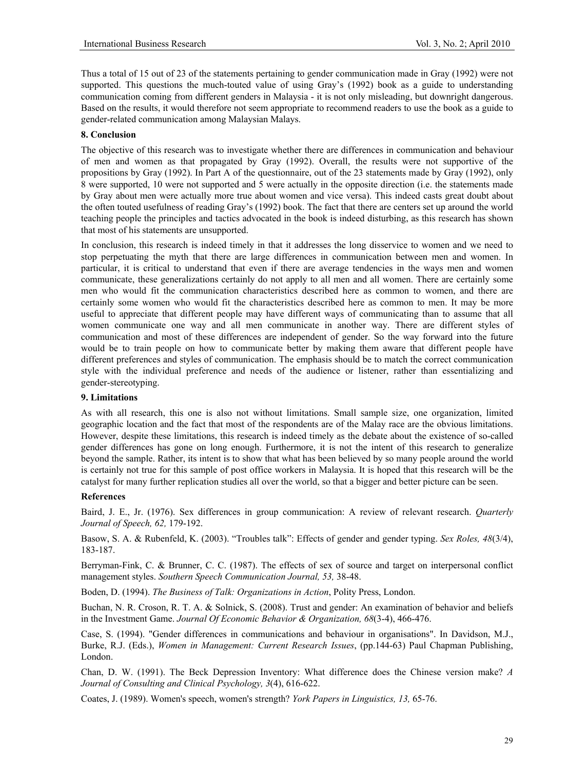Thus a total of 15 out of 23 of the statements pertaining to gender communication made in Gray (1992) were not supported. This questions the much-touted value of using Gray's (1992) book as a guide to understanding communication coming from different genders in Malaysia - it is not only misleading, but downright dangerous. Based on the results, it would therefore not seem appropriate to recommend readers to use the book as a guide to gender-related communication among Malaysian Malays.

## 8. Conclusion

The objective of this research was to investigate whether there are differences in communication and behaviour of men and women as that propagated by Gray (1992). Overall, the results were not supportive of the propositions by Gray (1992). In Part A of the questionnaire, out of the 23 statements made by Gray (1992), only 8 were supported, 10 were not supported and 5 were actually in the opposite direction (i.e. the statements made by Gray about men were actually more true about women and vice versa). This indeed casts great doubt about the often touted usefulness of reading Gray's (1992) book. The fact that there are centers set up around the world teaching people the principles and tactics advocated in the book is indeed disturbing, as this research has shown that most of his statements are unsupported.

In conclusion, this research is indeed timely in that it addresses the long disservice to women and we need to stop perpetuating the myth that there are large differences in communication between men and women. In particular, it is critical to understand that even if there are average tendencies in the ways men and women communicate, these generalizations certainly do not apply to all men and all women. There are certainly some men who would fit the communication characteristics described here as common to women, and there are certainly some women who would fit the characteristics described here as common to men. It may be more useful to appreciate that different people may have different ways of communicating than to assume that all women communicate one way and all men communicate in another way. There are different styles of communication and most of these differences are independent of gender. So the way forward into the future would be to train people on how to communicate better by making them aware that different people have different preferences and styles of communication. The emphasis should be to match the correct communication style with the individual preference and needs of the audience or listener, rather than essentializing and gender-stereotyping.

## 9. Limitations

As with all research, this one is also not without limitations. Small sample size, one organization, limited geographic location and the fact that most of the respondents are of the Malay race are the obvious limitations. However, despite these limitations, this research is indeed timely as the debate about the existence of so-called gender differences has gone on long enough. Furthermore, it is not the intent of this research to generalize beyond the sample. Rather, its intent is to show that what has been believed by so many people around the world is certainly not true for this sample of post office workers in Malaysia. It is hoped that this research will be the catalyst for many further replication studies all over the world, so that a bigger and better picture can be seen.

## References

Baird, J. E., Jr. (1976). Sex differences in group communication: A review of relevant research. *Quarterly Journal of Speech, 62,* 179-192.

Basow, S. A. & Rubenfeld, K. (2003). "Troubles talk": Effects of gender and gender typing. *Sex Roles, 48*(3/4), 183-187.

Berryman-Fink, C. & Brunner, C. C. (1987). The effects of sex of source and target on interpersonal conflict management styles. *Southern Speech Communication Journal, 53,* 38-48.

Boden, D. (1994). *The Business of Talk: Organizations in Action*, Polity Press, London.

Buchan, N. R. Croson, R. T. A. & Solnick, S. (2008). Trust and gender: An examination of behavior and beliefs in the Investment Game. *Journal Of Economic Behavior & Organization, 68*(3-4), 466-476.

Case, S. (1994). "Gender differences in communications and behaviour in organisations". In Davidson, M.J., Burke, R.J. (Eds.), *Women in Management: Current Research Issues*, (pp.144-63) Paul Chapman Publishing, London.

Chan, D. W. (1991). The Beck Depression Inventory: What difference does the Chinese version make? *A Journal of Consulting and Clinical Psychology, 3*(4), 616-622.

Coates, J. (1989). Women's speech, women's strength? *York Papers in Linguistics, 13,* 65-76.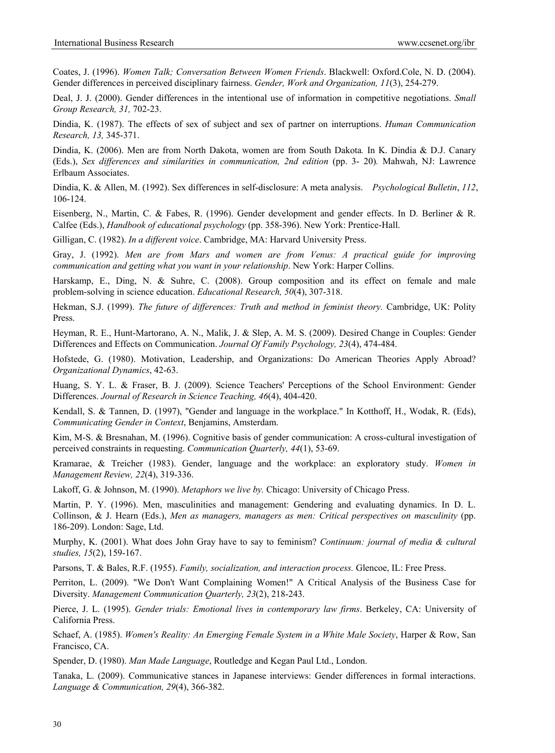Coates, J. (1996). *Women Talk; Conversation Between Women Friends*. Blackwell: Oxford.Cole, N. D. (2004). Gender differences in perceived disciplinary fairness. *Gender, Work and Organization, 11*(3), 254-279.

Deal, J. J. (2000). Gender differences in the intentional use of information in competitive negotiations. *Small Group Research, 31,* 702-23.

Dindia, K. (1987). The effects of sex of subject and sex of partner on interruptions. *Human Communication Research, 13,* 345-371.

Dindia, K. (2006). Men are from North Dakota, women are from South Dakota*.* In K. Dindia & D.J. Canary (Eds.), *Sex differences and similarities in communication, 2nd edition* (pp. 3- 20)*.* Mahwah, NJ: Lawrence Erlbaum Associates.

Dindia, K. & Allen, M. (1992). Sex differences in self-disclosure: A meta analysis. *Psychological Bulletin*, *112*, 106-124.

Eisenberg, N., Martin, C. & Fabes, R. (1996). Gender development and gender effects. In D. Berliner & R. Calfee (Eds.), *Handbook of educational psychology* (pp. 358-396). New York: Prentice-Hall.

Gilligan, C. (1982). *In a different voice*. Cambridge, MA: Harvard University Press.

Gray, J. (1992). *Men are from Mars and women are from Venus: A practical guide for improving communication and getting what you want in your relationship*. New York: Harper Collins.

Harskamp, E., Ding, N. & Suhre, C. (2008). Group composition and its effect on female and male problem-solving in science education. *Educational Research, 50*(4), 307-318.

Hekman, S.J. (1999). *The future of differences: Truth and method in feminist theory.* Cambridge, UK: Polity Press.

Heyman, R. E., Hunt-Martorano, A. N., Malik, J. & Slep, A. M. S. (2009). Desired Change in Couples: Gender Differences and Effects on Communication. *Journal Of Family Psychology, 23*(4), 474-484.

Hofstede, G. (1980). Motivation, Leadership, and Organizations: Do American Theories Apply Abroad? *Organizational Dynamics*, 42-63.

Huang, S. Y. L. & Fraser, B. J. (2009). Science Teachers' Perceptions of the School Environment: Gender Differences. *Journal of Research in Science Teaching, 46*(4), 404-420.

Kendall, S. & Tannen, D. (1997), "Gender and language in the workplace." In Kotthoff, H., Wodak, R. (Eds), *Communicating Gender in Context*, Benjamins, Amsterdam.

Kim, M-S. & Bresnahan, M. (1996). Cognitive basis of gender communication: A cross-cultural investigation of perceived constraints in requesting. *Communication Quarterly, 44*(1), 53-69.

Kramarae, & Treicher (1983). Gender, language and the workplace: an exploratory study. *Women in Management Review, 22*(4), 319-336.

Lakoff, G. & Johnson, M. (1990). *Metaphors we live by.* Chicago: University of Chicago Press.

Martin, P. Y. (1996). Men, masculinities and management: Gendering and evaluating dynamics. In D. L. Collinson, & J. Hearn (Eds.), *Men as managers, managers as men: Critical perspectives on masculinity* (pp. 186-209). London: Sage, Ltd.

Murphy, K. (2001). What does John Gray have to say to feminism? *Continuum: journal of media & cultural studies, 15*(2), 159-167.

Parsons, T. & Bales, R.F. (1955). *Family, socialization, and interaction process.* Glencoe, IL: Free Press.

Perriton, L. (2009). "We Don't Want Complaining Women!" A Critical Analysis of the Business Case for Diversity. *Management Communication Quarterly, 23*(2), 218-243.

Pierce, J. L. (1995). *Gender trials: Emotional lives in contemporary law firms*. Berkeley, CA: University of California Press.

Schaef, A. (1985). *Women's Reality: An Emerging Female System in a White Male Society*, Harper & Row, San Francisco, CA.

Spender, D. (1980). *Man Made Language*, Routledge and Kegan Paul Ltd., London.

Tanaka, L. (2009). Communicative stances in Japanese interviews: Gender differences in formal interactions. *Language & Communication, 29*(4), 366-382.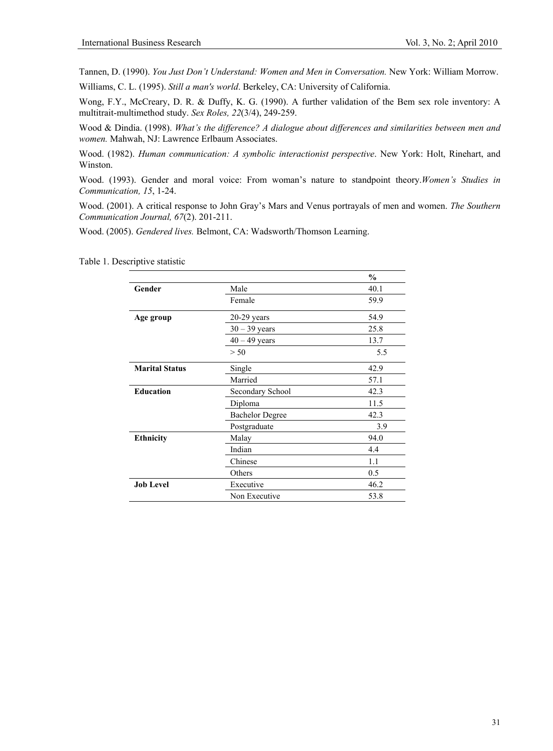Tannen, D. (1990). *You Just Don't Understand: Women and Men in Conversation.* New York: William Morrow.

Williams, C. L. (1995). *Still a man's world*. Berkeley, CA: University of California.

Wong, F.Y., McCreary, D. R. & Duffy, K. G. (1990). A further validation of the Bem sex role inventory: A multitrait-multimethod study. *Sex Roles, 22*(3/4), 249-259.

Wood & Dindia. (1998). *What's the difference? A dialogue about differences and similarities between men and women.* Mahwah, NJ: Lawrence Erlbaum Associates.

Wood. (1982). *Human communication: A symbolic interactionist perspective*. New York: Holt, Rinehart, and Winston.

Wood. (1993). Gender and moral voice: From woman's nature to standpoint theory.*Women's Studies in Communication, 15*, 1-24.

Wood. (2001). A critical response to John Gray's Mars and Venus portrayals of men and women. *The Southern Communication Journal, 67*(2). 201-211.

Wood. (2005). *Gendered lives.* Belmont, CA: Wadsworth/Thomson Learning.

Table 1. Descriptive statistic

| | | % |
|---|---|---|
| **Gender** | Male | 40.1 |
| | Female | 59.9 |
| **Age group** | 20-29 years | 54.9 |
| | 30 – 39 years | 25.8 |
| | 40 – 49 years | 13.7 |
| | > 50 | 5.5 |
| **Marital Status** | Single | 42.9 |
| | Married | 57.1 |
| **Education** | Secondary School | 42.3 |
| | Diploma | 11.5 |
| | Bachelor Degree | 42.3 |
| | Postgraduate | 3.9 |
| **Ethnicity** | Malay | 94.0 |
| | Indian | 4.4 |
| | Chinese | 1.1 |
| | Others | 0.5 |
| **Job Level** | Executive | 46.2 |
| | Non Executive | 53.8 |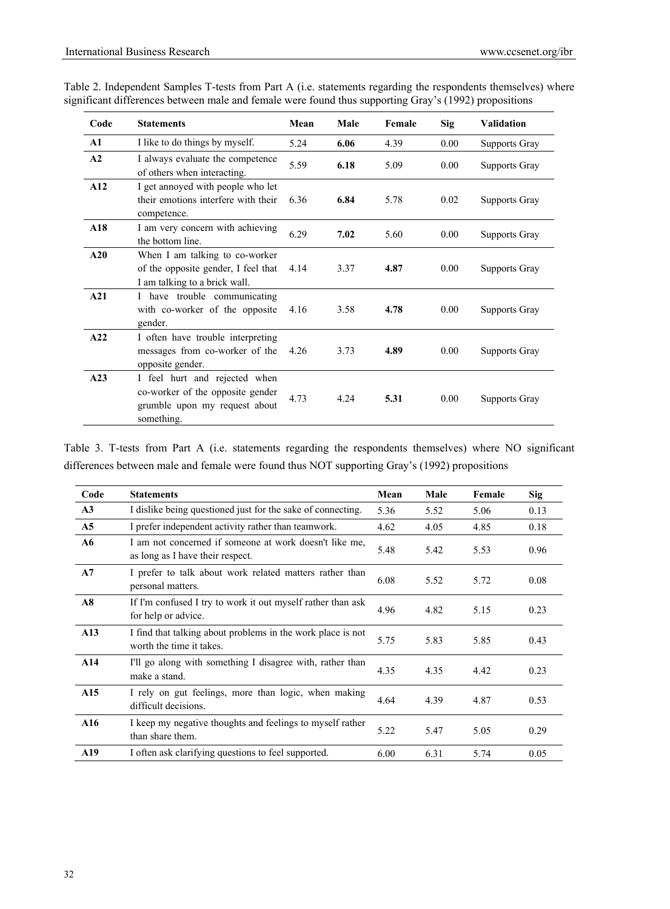Table 2. Independent Samples T-tests from Part A (i.e. statements regarding the respondents themselves) where significant differences between male and female were found thus supporting Gray's (1992) propositions

| Code | Statements | Mean | Male | Female | Sig | Validation |
|---|---|---|---|---|---|---|
| **A1** | I like to do things by myself. | 5.24 | **6.06** | 4.39 | 0.00 | Supports Gray |
| **A2** | I always evaluate the competence of others when interacting. | 5.59 | **6.18** | 5.09 | 0.00 | Supports Gray |
| **A12** | I get annoyed with people who let their emotions interfere with their competence. | 6.36 | **6.84** | 5.78 | 0.02 | Supports Gray |
| **A18** | I am very concern with achieving the bottom line. | 6.29 | **7.02** | 5.60 | 0.00 | Supports Gray |
| **A20** | When I am talking to co-worker of the opposite gender, I feel that I am talking to a brick wall. | 4.14 | 3.37 | **4.87** | 0.00 | Supports Gray |
| **A21** | I have trouble communicating with co-worker of the opposite gender. | 4.16 | 3.58 | **4.78** | 0.00 | Supports Gray |
| **A22** | I often have trouble interpreting messages from co-worker of the opposite gender. | 4.26 | 3.73 | **4.89** | 0.00 | Supports Gray |
| **A23** | I feel hurt and rejected when co-worker of the opposite gender grumble upon my request about something. | 4.73 | 4.24 | **5.31** | 0.00 | Supports Gray |

Table 3. T-tests from Part A (i.e. statements regarding the respondents themselves) where NO significant differences between male and female were found thus NOT supporting Gray's (1992) propositions

| Code | Statements | Mean | Male | Female | Sig |
|---|---|---|---|---|---|
| **A3** | I dislike being questioned just for the sake of connecting. | 5.36 | 5.52 | 5.06 | 0.13 |
| **A5** | I prefer independent activity rather than teamwork. | 4.62 | 4.05 | 4.85 | 0.18 |
| **A6** | I am not concerned if someone at work doesn't like me, as long as I have their respect. | 5.48 | 5.42 | 5.53 | 0.96 |
| **A7** | I prefer to talk about work related matters rather than personal matters. | 6.08 | 5.52 | 5.72 | 0.08 |
| **A8** | If I'm confused I try to work it out myself rather than ask for help or advice. | 4.96 | 4.82 | 5.15 | 0.23 |
| **A13** | I find that talking about problems in the work place is not worth the time it takes. | 5.75 | 5.83 | 5.85 | 0.43 |
| **A14** | I'll go along with something I disagree with, rather than make a stand. | 4.35 | 4.35 | 4.42 | 0.23 |
| **A15** | I rely on gut feelings, more than logic, when making difficult decisions. | 4.64 | 4.39 | 4.87 | 0.53 |
| **A16** | I keep my negative thoughts and feelings to myself rather than share them. | 5.22 | 5.47 | 5.05 | 0.29 |
| **A19** | I often ask clarifying questions to feel supported. | 6.00 | 6.31 | 5.74 | 0.05 |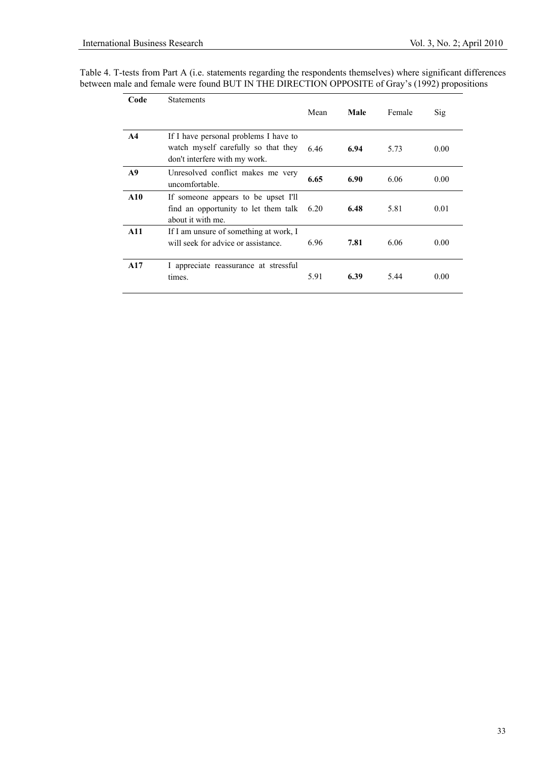Table 4. T-tests from Part A (i.e. statements regarding the respondents themselves) where significant differences between male and female were found BUT IN THE DIRECTION OPPOSITE of Gray's (1992) propositions

| **Code** | Statements | Mean | **Male** | Female | Sig |
|---|---|---|---|---|---|
| **A4** | If I have personal problems I have to watch myself carefully so that they don't interfere with my work. | 6.46 | **6.94** | 5.73 | 0.00 |
| **A9** | Unresolved conflict makes me very uncomfortable. | **6.65** | **6.90** | 6.06 | 0.00 |
| **A10** | If someone appears to be upset I'll find an opportunity to let them talk about it with me. | 6.20 | **6.48** | 5.81 | 0.01 |
| **A11** | If I am unsure of something at work, I will seek for advice or assistance. | 6.96 | **7.81** | 6.06 | 0.00 |
| **A17** | I appreciate reassurance at stressful times. | 5.91 | **6.39** | 5.44 | 0.00 |